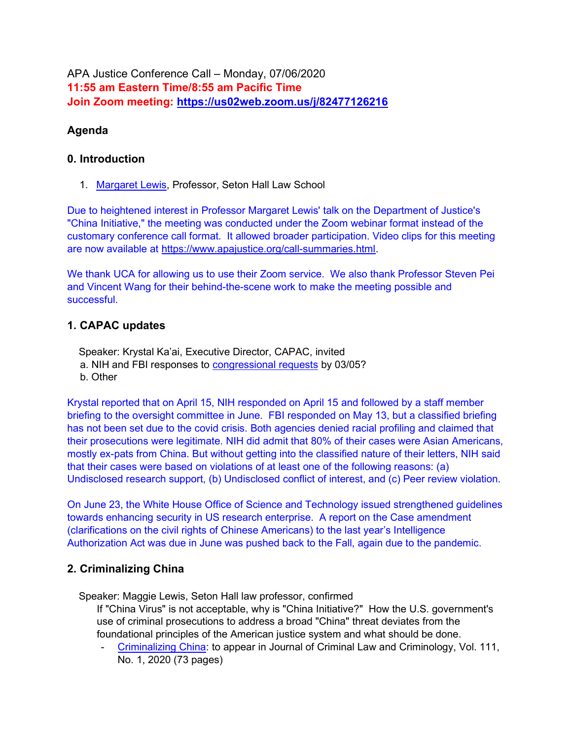APA Justice Conference Call – Monday, 07/06/2020

**11:55 am Eastern Time/8:55 am Pacific Time**

**Join Zoom meeting: [https://us02web.zoom.us/j/82477126216](https://us02web.zoom.us/j/82477126216)**

### Agenda

### 0. Introduction

1. [Margaret Lewis](#), Professor, Seton Hall Law School

Due to heightened interest in Professor Margaret Lewis' talk on the Department of Justice's "China Initiative," the meeting was conducted under the Zoom webinar format instead of the customary conference call format. It allowed broader participation. Video clips for this meeting are now available at https://www.apajustice.org/call-summaries.html.

We thank UCA for allowing us to use their Zoom service. We also thank Professor Steven Pei and Vincent Wang for their behind-the-scene work to make the meeting possible and successful.

### 1. CAPAC updates

Speaker: Krystal Ka'ai, Executive Director, CAPAC, invited

a. NIH and FBI responses to [congressional requests](#) by 03/05?

b. Other

Krystal reported that on April 15, NIH responded on April 15 and followed by a staff member briefing to the oversight committee in June. FBI responded on May 13, but a classified briefing has not been set due to the covid crisis. Both agencies denied racial profiling and claimed that their prosecutions were legitimate. NIH did admit that 80% of their cases were Asian Americans, mostly ex-pats from China. But without getting into the classified nature of their letters, NIH said that their cases were based on violations of at least one of the following reasons: (a) Undisclosed research support, (b) Undisclosed conflict of interest, and (c) Peer review violation.

On June 23, the White House Office of Science and Technology issued strengthened guidelines towards enhancing security in US research enterprise. A report on the Case amendment (clarifications on the civil rights of Chinese Americans) to the last year's Intelligence Authorization Act was due in June was pushed back to the Fall, again due to the pandemic.

### 2. Criminalizing China

Speaker: Maggie Lewis, Seton Hall law professor, confirmed

If "China Virus" is not acceptable, why is "China Initiative?" How the U.S. government's use of criminal prosecutions to address a broad "China" threat deviates from the foundational principles of the American justice system and what should be done.

- [Criminalizing China](#): to appear in Journal of Criminal Law and Criminology, Vol. 111, No. 1, 2020 (73 pages)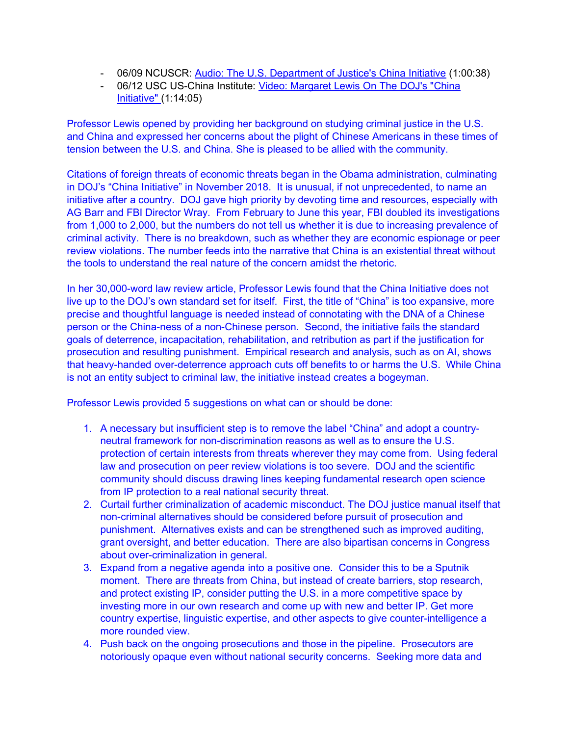- 06/09 NCUSCR: Audio: The U.S. Department of Justice's China Initiative (1:00:38)
- 06/12 USC US-China Institute: Video: Margaret Lewis On The DOJ's "China Initiative" (1:14:05)

Professor Lewis opened by providing her background on studying criminal justice in the U.S. and China and expressed her concerns about the plight of Chinese Americans in these times of tension between the U.S. and China. She is pleased to be allied with the community.

Citations of foreign threats of economic threats began in the Obama administration, culminating in DOJ's "China Initiative" in November 2018. It is unusual, if not unprecedented, to name an initiative after a country. DOJ gave high priority by devoting time and resources, especially with AG Barr and FBI Director Wray. From February to June this year, FBI doubled its investigations from 1,000 to 2,000, but the numbers do not tell us whether it is due to increasing prevalence of criminal activity. There is no breakdown, such as whether they are economic espionage or peer review violations. The number feeds into the narrative that China is an existential threat without the tools to understand the real nature of the concern amidst the rhetoric.

In her 30,000-word law review article, Professor Lewis found that the China Initiative does not live up to the DOJ's own standard set for itself. First, the title of "China" is too expansive, more precise and thoughtful language is needed instead of connotating with the DNA of a Chinese person or the China-ness of a non-Chinese person. Second, the initiative fails the standard goals of deterrence, incapacitation, rehabilitation, and retribution as part if the justification for prosecution and resulting punishment. Empirical research and analysis, such as on AI, shows that heavy-handed over-deterrence approach cuts off benefits to or harms the U.S. While China is not an entity subject to criminal law, the initiative instead creates a bogeyman.

Professor Lewis provided 5 suggestions on what can or should be done:

1. A necessary but insufficient step is to remove the label "China" and adopt a country-neutral framework for non-discrimination reasons as well as to ensure the U.S. protection of certain interests from threats wherever they may come from. Using federal law and prosecution on peer review violations is too severe. DOJ and the scientific community should discuss drawing lines keeping fundamental research open science from IP protection to a real national security threat.
2. Curtail further criminalization of academic misconduct. The DOJ justice manual itself that non-criminal alternatives should be considered before pursuit of prosecution and punishment. Alternatives exists and can be strengthened such as improved auditing, grant oversight, and better education. There are also bipartisan concerns in Congress about over-criminalization in general.
3. Expand from a negative agenda into a positive one. Consider this to be a Sputnik moment. There are threats from China, but instead of create barriers, stop research, and protect existing IP, consider putting the U.S. in a more competitive space by investing more in our own research and come up with new and better IP. Get more country expertise, linguistic expertise, and other aspects to give counter-intelligence a more rounded view.
4. Push back on the ongoing prosecutions and those in the pipeline. Prosecutors are notoriously opaque even without national security concerns. Seeking more data and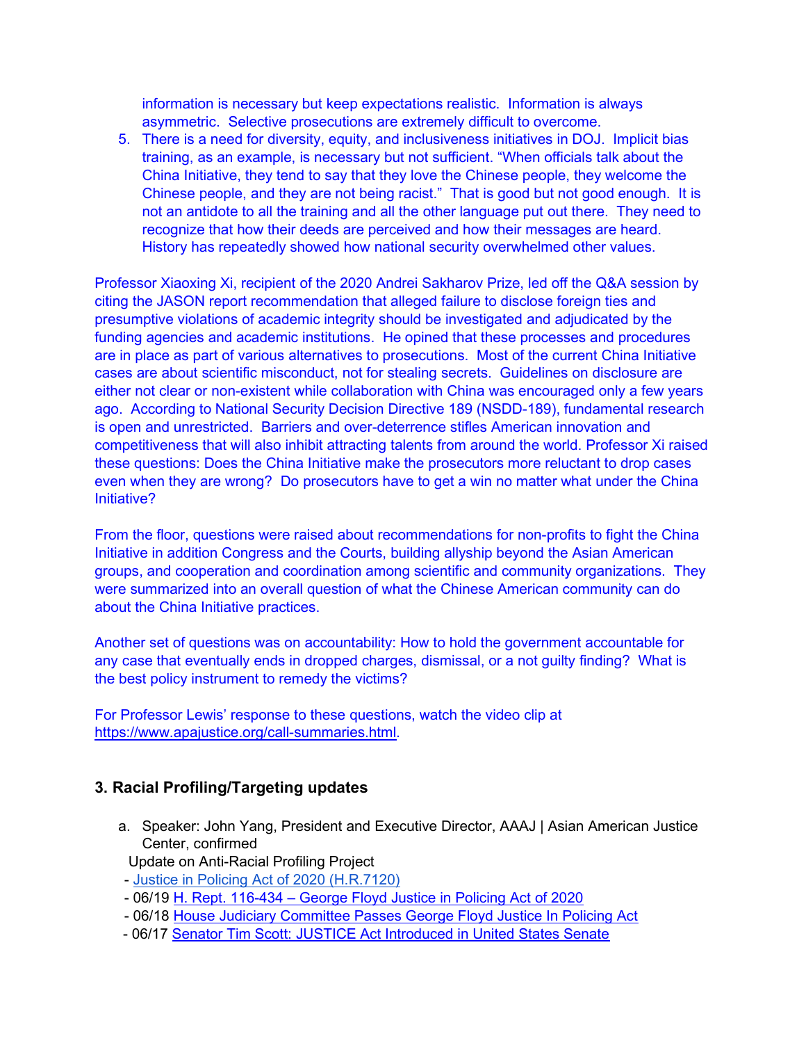information is necessary but keep expectations realistic. Information is always asymmetric. Selective prosecutions are extremely difficult to overcome.

5. There is a need for diversity, equity, and inclusiveness initiatives in DOJ. Implicit bias training, as an example, is necessary but not sufficient. "When officials talk about the China Initiative, they tend to say that they love the Chinese people, they welcome the Chinese people, and they are not being racist." That is good but not good enough. It is not an antidote to all the training and all the other language put out there. They need to recognize that how their deeds are perceived and how their messages are heard. History has repeatedly showed how national security overwhelmed other values.

Professor Xiaoxing Xi, recipient of the 2020 Andrei Sakharov Prize, led off the Q&A session by citing the JASON report recommendation that alleged failure to disclose foreign ties and presumptive violations of academic integrity should be investigated and adjudicated by the funding agencies and academic institutions. He opined that these processes and procedures are in place as part of various alternatives to prosecutions. Most of the current China Initiative cases are about scientific misconduct, not for stealing secrets. Guidelines on disclosure are either not clear or non-existent while collaboration with China was encouraged only a few years ago. According to National Security Decision Directive 189 (NSDD-189), fundamental research is open and unrestricted. Barriers and over-deterrence stifles American innovation and competitiveness that will also inhibit attracting talents from around the world. Professor Xi raised these questions: Does the China Initiative make the prosecutors more reluctant to drop cases even when they are wrong? Do prosecutors have to get a win no matter what under the China Initiative?

From the floor, questions were raised about recommendations for non-profits to fight the China Initiative in addition Congress and the Courts, building allyship beyond the Asian American groups, and cooperation and coordination among scientific and community organizations. They were summarized into an overall question of what the Chinese American community can do about the China Initiative practices.

Another set of questions was on accountability: How to hold the government accountable for any case that eventually ends in dropped charges, dismissal, or a not guilty finding? What is the best policy instrument to remedy the victims?

For Professor Lewis' response to these questions, watch the video clip at https://www.apajustice.org/call-summaries.html.

## 3. Racial Profiling/Targeting updates

a. Speaker: John Yang, President and Executive Director, AAAJ | Asian American Justice Center, confirmed

Update on Anti-Racial Profiling Project

- Justice in Policing Act of 2020 (H.R.7120)
- 06/19 H. Rept. 116-434 – George Floyd Justice in Policing Act of 2020
- 06/18 House Judiciary Committee Passes George Floyd Justice In Policing Act
- 06/17 Senator Tim Scott: JUSTICE Act Introduced in United States Senate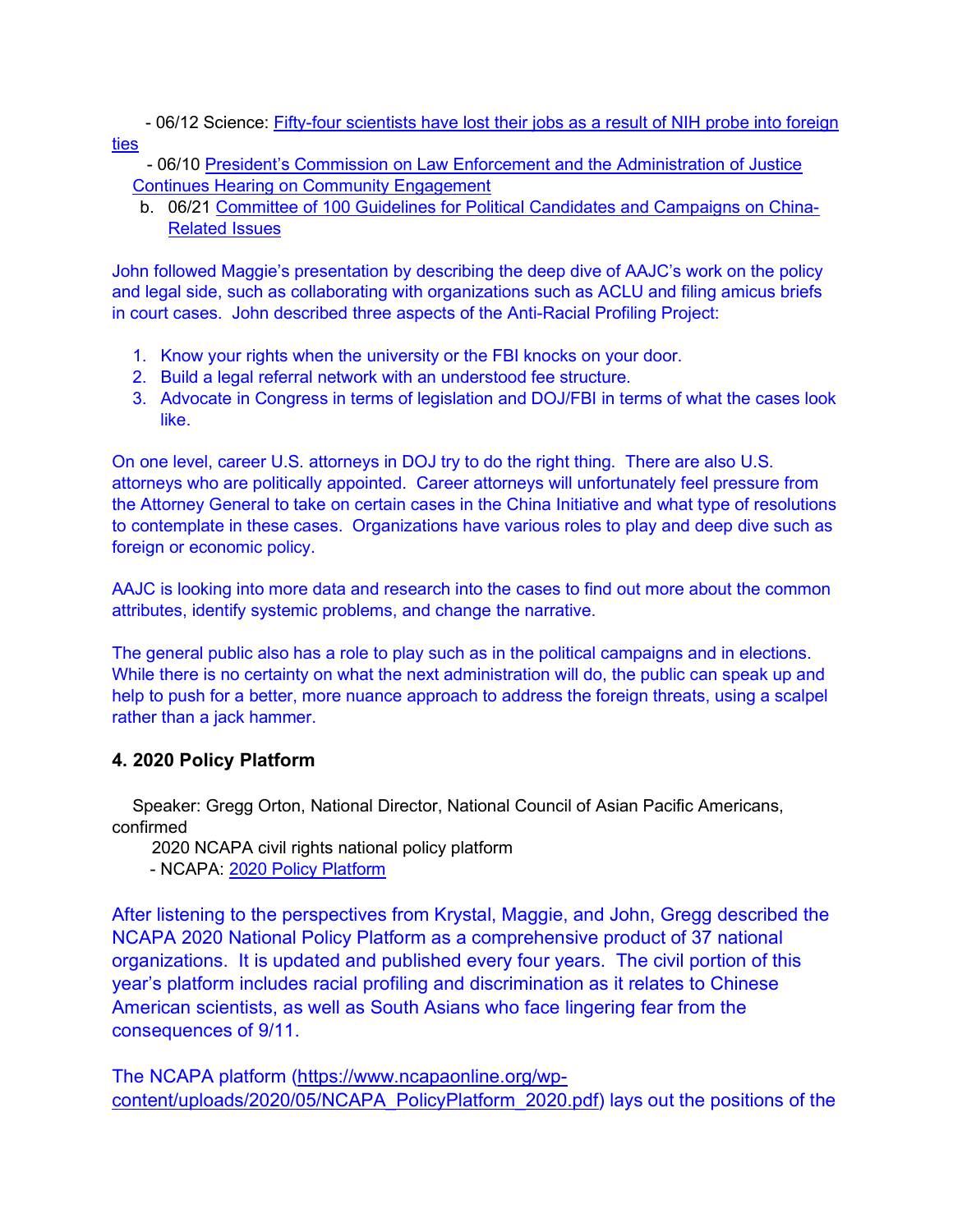- 06/12 Science: Fifty-four scientists have lost their jobs as a result of NIH probe into foreign ties
- 06/10 President's Commission on Law Enforcement and the Administration of Justice Continues Hearing on Community Engagement

b. 06/21 Committee of 100 Guidelines for Political Candidates and Campaigns on China-Related Issues

John followed Maggie's presentation by describing the deep dive of AAJC's work on the policy and legal side, such as collaborating with organizations such as ACLU and filing amicus briefs in court cases. John described three aspects of the Anti-Racial Profiling Project:

1. Know your rights when the university or the FBI knocks on your door.
2. Build a legal referral network with an understood fee structure.
3. Advocate in Congress in terms of legislation and DOJ/FBI in terms of what the cases look like.

On one level, career U.S. attorneys in DOJ try to do the right thing. There are also U.S. attorneys who are politically appointed. Career attorneys will unfortunately feel pressure from the Attorney General to take on certain cases in the China Initiative and what type of resolutions to contemplate in these cases. Organizations have various roles to play and deep dive such as foreign or economic policy.

AAJC is looking into more data and research into the cases to find out more about the common attributes, identify systemic problems, and change the narrative.

The general public also has a role to play such as in the political campaigns and in elections. While there is no certainty on what the next administration will do, the public can speak up and help to push for a better, more nuance approach to address the foreign threats, using a scalpel rather than a jack hammer.

### 4. 2020 Policy Platform

Speaker: Gregg Orton, National Director, National Council of Asian Pacific Americans, confirmed

2020 NCAPA civil rights national policy platform

- NCAPA: 2020 Policy Platform

After listening to the perspectives from Krystal, Maggie, and John, Gregg described the NCAPA 2020 National Policy Platform as a comprehensive product of 37 national organizations. It is updated and published every four years. The civil portion of this year's platform includes racial profiling and discrimination as it relates to Chinese American scientists, as well as South Asians who face lingering fear from the consequences of 9/11.

The NCAPA platform (https://www.ncapaonline.org/wp-content/uploads/2020/05/NCAPA_PolicyPlatform_2020.pdf) lays out the positions of the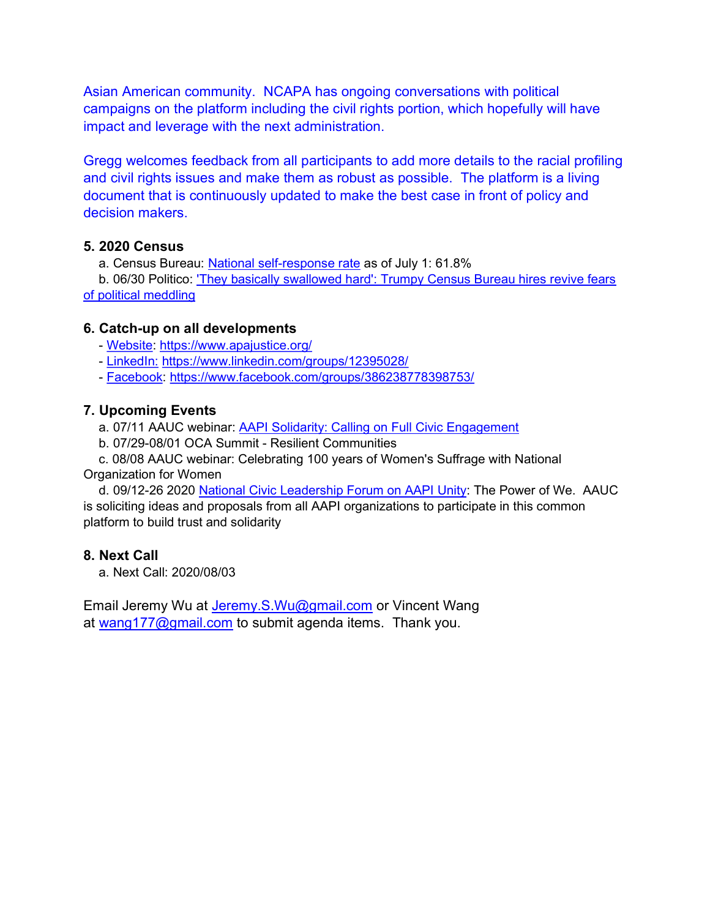Asian American community. NCAPA has ongoing conversations with political campaigns on the platform including the civil rights portion, which hopefully will have impact and leverage with the next administration.

Gregg welcomes feedback from all participants to add more details to the racial profiling and civil rights issues and make them as robust as possible. The platform is a living document that is continuously updated to make the best case in front of policy and decision makers.

**5. 2020 Census**

a. Census Bureau: National self-response rate as of July 1: 61.8%

b. 06/30 Politico: 'They basically swallowed hard': Trumpy Census Bureau hires revive fears of political meddling

**6. Catch-up on all developments**

- Website: https://www.apajustice.org/
- LinkedIn: https://www.linkedin.com/groups/12395028/
- Facebook: https://www.facebook.com/groups/386238778398753/

**7. Upcoming Events**

a. 07/11 AAUC webinar: AAPI Solidarity: Calling on Full Civic Engagement

b. 07/29-08/01 OCA Summit - Resilient Communities

c. 08/08 AAUC webinar: Celebrating 100 years of Women's Suffrage with National Organization for Women

d. 09/12-26 2020 National Civic Leadership Forum on AAPI Unity: The Power of We. AAUC is soliciting ideas and proposals from all AAPI organizations to participate in this common platform to build trust and solidarity

**8. Next Call**

a. Next Call: 2020/08/03

Email Jeremy Wu at Jeremy.S.Wu@gmail.com or Vincent Wang at wang177@gmail.com to submit agenda items. Thank you.